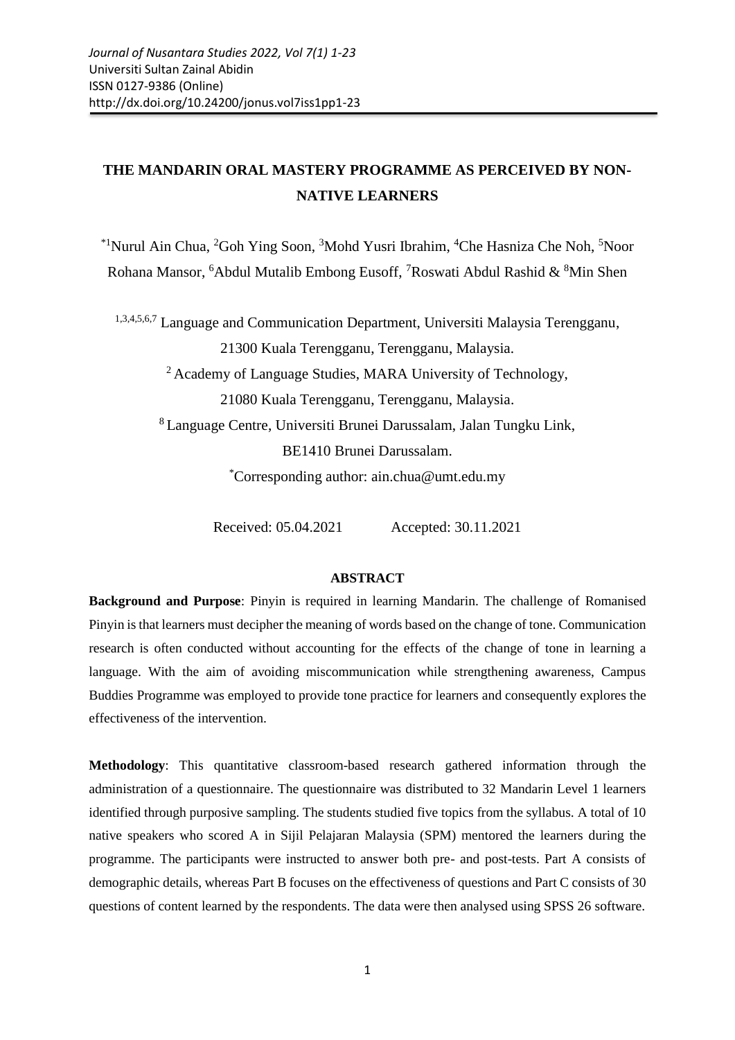Journal of Nusantara Studies 2022, Vol 7(1) 1-23
Universiti Sultan Zainal Abidin
ISSN 0127-9386 (Online)
http://dx.doi.org/10.24200/jonus.vol7iss1pp1-23

# THE MANDARIN ORAL MASTERY PROGRAMME AS PERCEIVED BY NON-NATIVE LEARNERS

*[1]Nurul Ain Chua, [2]Goh Ying Soon, [3]Mohd Yusri Ibrahim, [4]Che Hasniza Che Noh, [5]Noor Rohana Mansor, [6]Abdul Mutalib Embong Eusoff, [7]Roswati Abdul Rashid & [8]Min Shen

[1,3,4,5,6,7] Language and Communication Department, Universiti Malaysia Terengganu, 21300 Kuala Terengganu, Terengganu, Malaysia.
[2] Academy of Language Studies, MARA University of Technology, 21080 Kuala Terengganu, Terengganu, Malaysia.
[8] Language Centre, Universiti Brunei Darussalam, Jalan Tungku Link, BE1410 Brunei Darussalam.
*Corresponding author: ain.chua@umt.edu.my

Received: 05.04.2021 Accepted: 30.11.2021

## ABSTRACT

**Background and Purpose**: Pinyin is required in learning Mandarin. The challenge of Romanised Pinyin is that learners must decipher the meaning of words based on the change of tone. Communication research is often conducted without accounting for the effects of the change of tone in learning a language. With the aim of avoiding miscommunication while strengthening awareness, Campus Buddies Programme was employed to provide tone practice for learners and consequently explores the effectiveness of the intervention.

**Methodology**: This quantitative classroom-based research gathered information through the administration of a questionnaire. The questionnaire was distributed to 32 Mandarin Level 1 learners identified through purposive sampling. The students studied five topics from the syllabus. A total of 10 native speakers who scored A in Sijil Pelajaran Malaysia (SPM) mentored the learners during the programme. The participants were instructed to answer both pre- and post-tests. Part A consists of demographic details, whereas Part B focuses on the effectiveness of questions and Part C consists of 30 questions of content learned by the respondents. The data were then analysed using SPSS 26 software.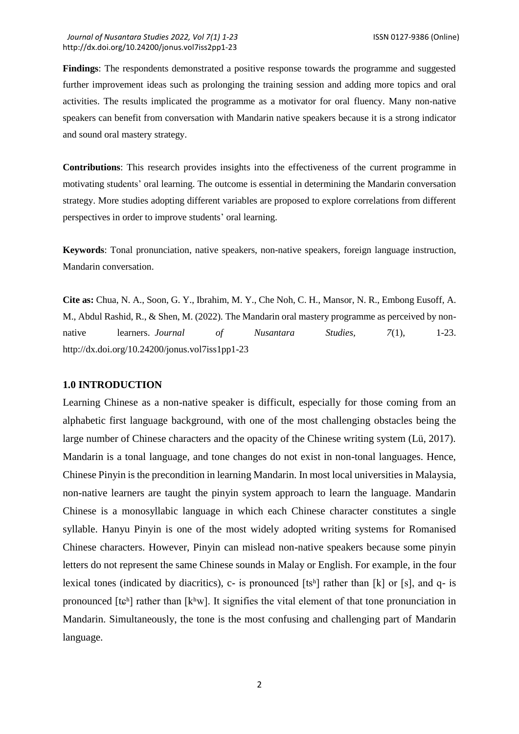**Findings**: The respondents demonstrated a positive response towards the programme and suggested further improvement ideas such as prolonging the training session and adding more topics and oral activities. The results implicated the programme as a motivator for oral fluency. Many non-native speakers can benefit from conversation with Mandarin native speakers because it is a strong indicator and sound oral mastery strategy.

**Contributions**: This research provides insights into the effectiveness of the current programme in motivating students' oral learning. The outcome is essential in determining the Mandarin conversation strategy. More studies adopting different variables are proposed to explore correlations from different perspectives in order to improve students' oral learning.

**Keywords**: Tonal pronunciation, native speakers, non-native speakers, foreign language instruction, Mandarin conversation.

**Cite as:** Chua, N. A., Soon, G. Y., Ibrahim, M. Y., Che Noh, C. H., Mansor, N. R., Embong Eusoff, A. M., Abdul Rashid, R., & Shen, M. (2022). The Mandarin oral mastery programme as perceived by non-native learners. *Journal of Nusantara Studies, 7*(1), 1-23. http://dx.doi.org/10.24200/jonus.vol7iss1pp1-23

## 1.0 INTRODUCTION

Learning Chinese as a non-native speaker is difficult, especially for those coming from an alphabetic first language background, with one of the most challenging obstacles being the large number of Chinese characters and the opacity of the Chinese writing system (Lü, 2017). Mandarin is a tonal language, and tone changes do not exist in non-tonal languages. Hence, Chinese Pinyin is the precondition in learning Mandarin. In most local universities in Malaysia, non-native learners are taught the pinyin system approach to learn the language. Mandarin Chinese is a monosyllabic language in which each Chinese character constitutes a single syllable. Hanyu Pinyin is one of the most widely adopted writing systems for Romanised Chinese characters. However, Pinyin can mislead non-native speakers because some pinyin letters do not represent the same Chinese sounds in Malay or English. For example, in the four lexical tones (indicated by diacritics), c- is pronounced [tsʰ] rather than [k] or [s], and q- is pronounced [tɕʰ] rather than [kʰw]. It signifies the vital element of that tone pronunciation in Mandarin. Simultaneously, the tone is the most confusing and challenging part of Mandarin language.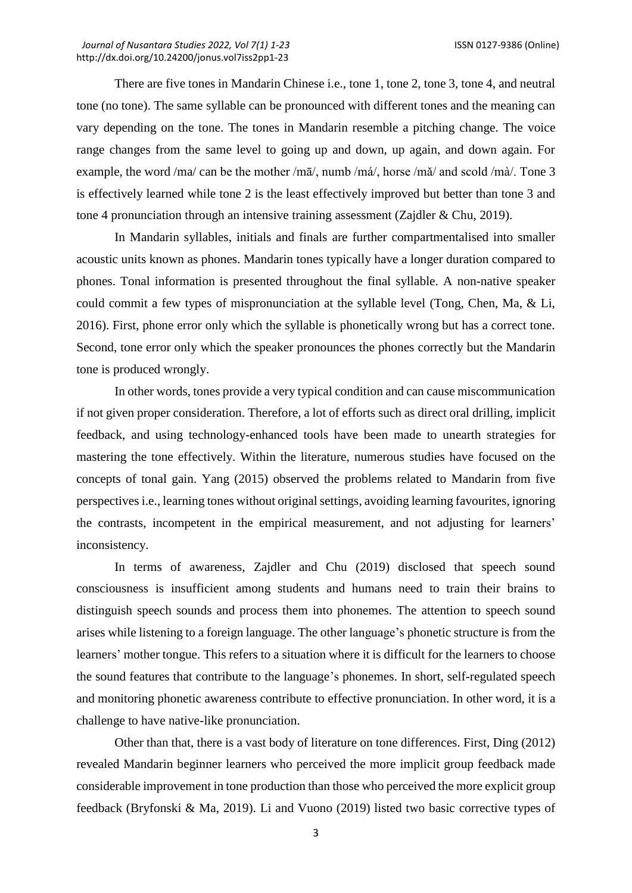There are five tones in Mandarin Chinese i.e., tone 1, tone 2, tone 3, tone 4, and neutral tone (no tone). The same syllable can be pronounced with different tones and the meaning can vary depending on the tone. The tones in Mandarin resemble a pitching change. The voice range changes from the same level to going up and down, up again, and down again. For example, the word /ma/ can be the mother /mā/, numb /má/, horse /mǎ/ and scold /mà/. Tone 3 is effectively learned while tone 2 is the least effectively improved but better than tone 3 and tone 4 pronunciation through an intensive training assessment (Zajdler & Chu, 2019).

In Mandarin syllables, initials and finals are further compartmentalised into smaller acoustic units known as phones. Mandarin tones typically have a longer duration compared to phones. Tonal information is presented throughout the final syllable. A non-native speaker could commit a few types of mispronunciation at the syllable level (Tong, Chen, Ma, & Li, 2016). First, phone error only which the syllable is phonetically wrong but has a correct tone. Second, tone error only which the speaker pronounces the phones correctly but the Mandarin tone is produced wrongly.

In other words, tones provide a very typical condition and can cause miscommunication if not given proper consideration. Therefore, a lot of efforts such as direct oral drilling, implicit feedback, and using technology-enhanced tools have been made to unearth strategies for mastering the tone effectively. Within the literature, numerous studies have focused on the concepts of tonal gain. Yang (2015) observed the problems related to Mandarin from five perspectives i.e., learning tones without original settings, avoiding learning favourites, ignoring the contrasts, incompetent in the empirical measurement, and not adjusting for learners' inconsistency.

In terms of awareness, Zajdler and Chu (2019) disclosed that speech sound consciousness is insufficient among students and humans need to train their brains to distinguish speech sounds and process them into phonemes. The attention to speech sound arises while listening to a foreign language. The other language's phonetic structure is from the learners' mother tongue. This refers to a situation where it is difficult for the learners to choose the sound features that contribute to the language's phonemes. In short, self-regulated speech and monitoring phonetic awareness contribute to effective pronunciation. In other word, it is a challenge to have native-like pronunciation.

Other than that, there is a vast body of literature on tone differences. First, Ding (2012) revealed Mandarin beginner learners who perceived the more implicit group feedback made considerable improvement in tone production than those who perceived the more explicit group feedback (Bryfonski & Ma, 2019). Li and Vuono (2019) listed two basic corrective types of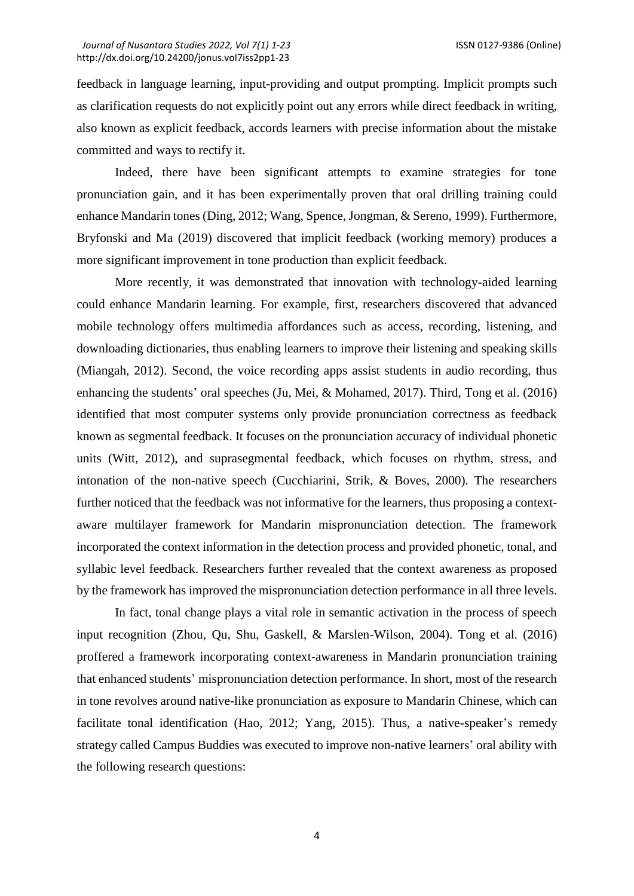feedback in language learning, input-providing and output prompting. Implicit prompts such as clarification requests do not explicitly point out any errors while direct feedback in writing, also known as explicit feedback, accords learners with precise information about the mistake committed and ways to rectify it.

Indeed, there have been significant attempts to examine strategies for tone pronunciation gain, and it has been experimentally proven that oral drilling training could enhance Mandarin tones (Ding, 2012; Wang, Spence, Jongman, & Sereno, 1999). Furthermore, Bryfonski and Ma (2019) discovered that implicit feedback (working memory) produces a more significant improvement in tone production than explicit feedback.

More recently, it was demonstrated that innovation with technology-aided learning could enhance Mandarin learning. For example, first, researchers discovered that advanced mobile technology offers multimedia affordances such as access, recording, listening, and downloading dictionaries, thus enabling learners to improve their listening and speaking skills (Miangah, 2012). Second, the voice recording apps assist students in audio recording, thus enhancing the students' oral speeches (Ju, Mei, & Mohamed, 2017). Third, Tong et al. (2016) identified that most computer systems only provide pronunciation correctness as feedback known as segmental feedback. It focuses on the pronunciation accuracy of individual phonetic units (Witt, 2012), and suprasegmental feedback, which focuses on rhythm, stress, and intonation of the non-native speech (Cucchiarini, Strik, & Boves, 2000). The researchers further noticed that the feedback was not informative for the learners, thus proposing a context-aware multilayer framework for Mandarin mispronunciation detection. The framework incorporated the context information in the detection process and provided phonetic, tonal, and syllabic level feedback. Researchers further revealed that the context awareness as proposed by the framework has improved the mispronunciation detection performance in all three levels.

In fact, tonal change plays a vital role in semantic activation in the process of speech input recognition (Zhou, Qu, Shu, Gaskell, & Marslen-Wilson, 2004). Tong et al. (2016) proffered a framework incorporating context-awareness in Mandarin pronunciation training that enhanced students' mispronunciation detection performance. In short, most of the research in tone revolves around native-like pronunciation as exposure to Mandarin Chinese, which can facilitate tonal identification (Hao, 2012; Yang, 2015). Thus, a native-speaker's remedy strategy called Campus Buddies was executed to improve non-native learners' oral ability with the following research questions: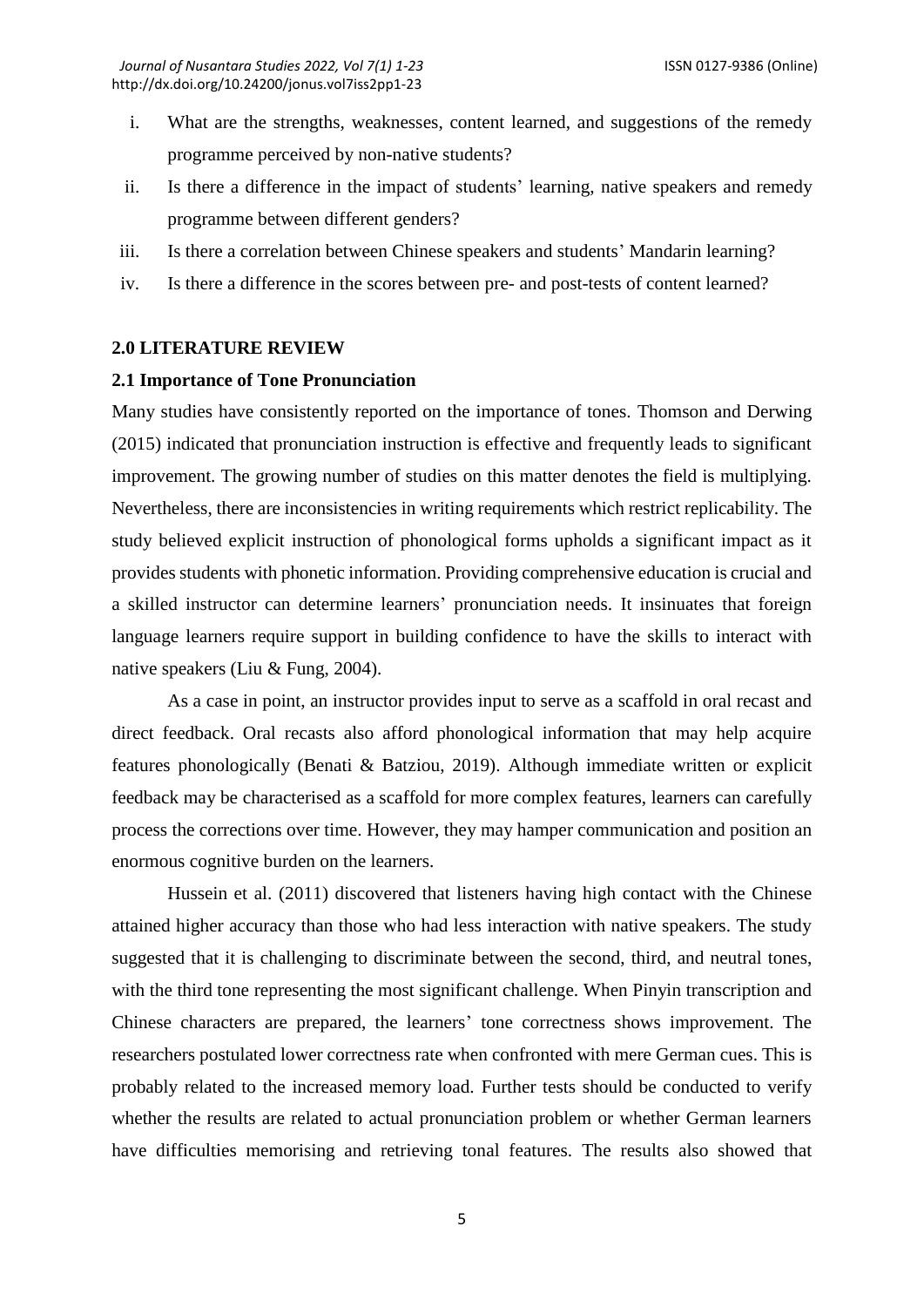i. What are the strengths, weaknesses, content learned, and suggestions of the remedy programme perceived by non-native students?
ii. Is there a difference in the impact of students' learning, native speakers and remedy programme between different genders?
iii. Is there a correlation between Chinese speakers and students' Mandarin learning?
iv. Is there a difference in the scores between pre- and post-tests of content learned?

## 2.0 LITERATURE REVIEW

### 2.1 Importance of Tone Pronunciation

Many studies have consistently reported on the importance of tones. Thomson and Derwing (2015) indicated that pronunciation instruction is effective and frequently leads to significant improvement. The growing number of studies on this matter denotes the field is multiplying. Nevertheless, there are inconsistencies in writing requirements which restrict replicability. The study believed explicit instruction of phonological forms upholds a significant impact as it provides students with phonetic information. Providing comprehensive education is crucial and a skilled instructor can determine learners' pronunciation needs. It insinuates that foreign language learners require support in building confidence to have the skills to interact with native speakers (Liu & Fung, 2004).

As a case in point, an instructor provides input to serve as a scaffold in oral recast and direct feedback. Oral recasts also afford phonological information that may help acquire features phonologically (Benati & Batziou, 2019). Although immediate written or explicit feedback may be characterised as a scaffold for more complex features, learners can carefully process the corrections over time. However, they may hamper communication and position an enormous cognitive burden on the learners.

Hussein et al. (2011) discovered that listeners having high contact with the Chinese attained higher accuracy than those who had less interaction with native speakers. The study suggested that it is challenging to discriminate between the second, third, and neutral tones, with the third tone representing the most significant challenge. When Pinyin transcription and Chinese characters are prepared, the learners' tone correctness shows improvement. The researchers postulated lower correctness rate when confronted with mere German cues. This is probably related to the increased memory load. Further tests should be conducted to verify whether the results are related to actual pronunciation problem or whether German learners have difficulties memorising and retrieving tonal features. The results also showed that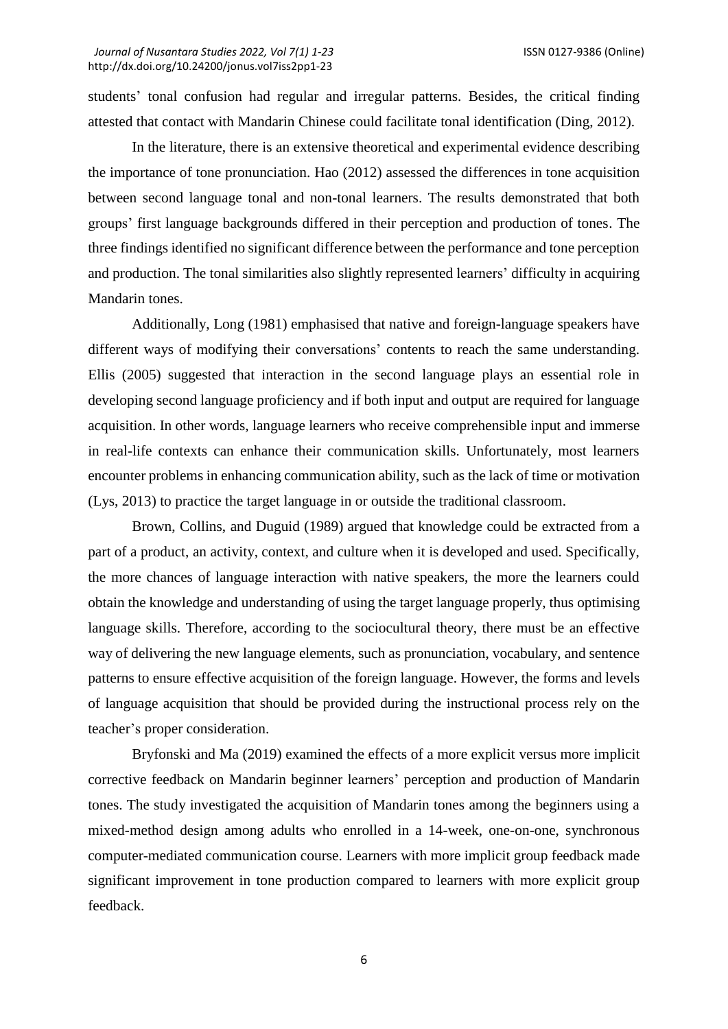students' tonal confusion had regular and irregular patterns. Besides, the critical finding attested that contact with Mandarin Chinese could facilitate tonal identification (Ding, 2012).

In the literature, there is an extensive theoretical and experimental evidence describing the importance of tone pronunciation. Hao (2012) assessed the differences in tone acquisition between second language tonal and non-tonal learners. The results demonstrated that both groups' first language backgrounds differed in their perception and production of tones. The three findings identified no significant difference between the performance and tone perception and production. The tonal similarities also slightly represented learners' difficulty in acquiring Mandarin tones.

Additionally, Long (1981) emphasised that native and foreign-language speakers have different ways of modifying their conversations' contents to reach the same understanding. Ellis (2005) suggested that interaction in the second language plays an essential role in developing second language proficiency and if both input and output are required for language acquisition. In other words, language learners who receive comprehensible input and immerse in real-life contexts can enhance their communication skills. Unfortunately, most learners encounter problems in enhancing communication ability, such as the lack of time or motivation (Lys, 2013) to practice the target language in or outside the traditional classroom.

Brown, Collins, and Duguid (1989) argued that knowledge could be extracted from a part of a product, an activity, context, and culture when it is developed and used. Specifically, the more chances of language interaction with native speakers, the more the learners could obtain the knowledge and understanding of using the target language properly, thus optimising language skills. Therefore, according to the sociocultural theory, there must be an effective way of delivering the new language elements, such as pronunciation, vocabulary, and sentence patterns to ensure effective acquisition of the foreign language. However, the forms and levels of language acquisition that should be provided during the instructional process rely on the teacher's proper consideration.

Bryfonski and Ma (2019) examined the effects of a more explicit versus more implicit corrective feedback on Mandarin beginner learners' perception and production of Mandarin tones. The study investigated the acquisition of Mandarin tones among the beginners using a mixed-method design among adults who enrolled in a 14-week, one-on-one, synchronous computer-mediated communication course. Learners with more implicit group feedback made significant improvement in tone production compared to learners with more explicit group feedback.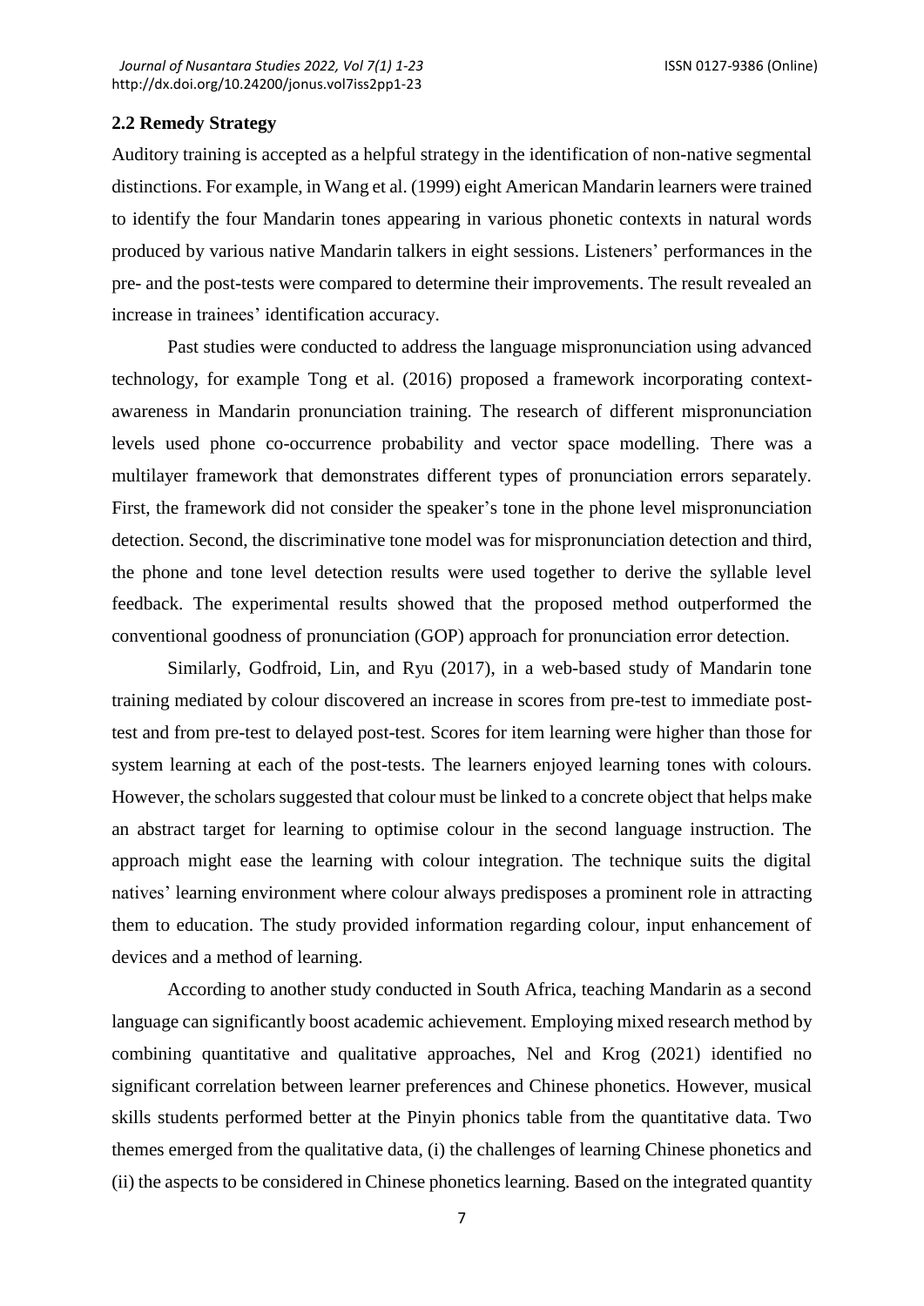## 2.2 Remedy Strategy

Auditory training is accepted as a helpful strategy in the identification of non-native segmental distinctions. For example, in Wang et al. (1999) eight American Mandarin learners were trained to identify the four Mandarin tones appearing in various phonetic contexts in natural words produced by various native Mandarin talkers in eight sessions. Listeners' performances in the pre- and the post-tests were compared to determine their improvements. The result revealed an increase in trainees' identification accuracy.

Past studies were conducted to address the language mispronunciation using advanced technology, for example Tong et al. (2016) proposed a framework incorporating context-awareness in Mandarin pronunciation training. The research of different mispronunciation levels used phone co-occurrence probability and vector space modelling. There was a multilayer framework that demonstrates different types of pronunciation errors separately. First, the framework did not consider the speaker's tone in the phone level mispronunciation detection. Second, the discriminative tone model was for mispronunciation detection and third, the phone and tone level detection results were used together to derive the syllable level feedback. The experimental results showed that the proposed method outperformed the conventional goodness of pronunciation (GOP) approach for pronunciation error detection.

Similarly, Godfroid, Lin, and Ryu (2017), in a web-based study of Mandarin tone training mediated by colour discovered an increase in scores from pre-test to immediate post-test and from pre-test to delayed post-test. Scores for item learning were higher than those for system learning at each of the post-tests. The learners enjoyed learning tones with colours. However, the scholars suggested that colour must be linked to a concrete object that helps make an abstract target for learning to optimise colour in the second language instruction. The approach might ease the learning with colour integration. The technique suits the digital natives' learning environment where colour always predisposes a prominent role in attracting them to education. The study provided information regarding colour, input enhancement of devices and a method of learning.

According to another study conducted in South Africa, teaching Mandarin as a second language can significantly boost academic achievement. Employing mixed research method by combining quantitative and qualitative approaches, Nel and Krog (2021) identified no significant correlation between learner preferences and Chinese phonetics. However, musical skills students performed better at the Pinyin phonics table from the quantitative data. Two themes emerged from the qualitative data, (i) the challenges of learning Chinese phonetics and (ii) the aspects to be considered in Chinese phonetics learning. Based on the integrated quantity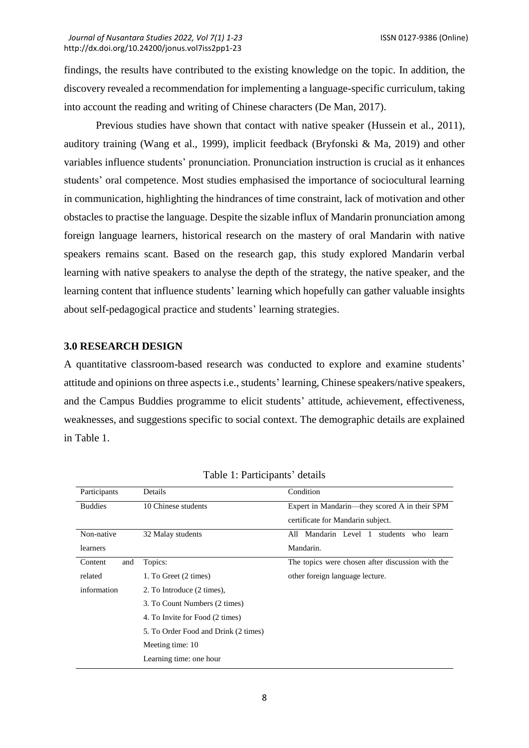findings, the results have contributed to the existing knowledge on the topic. In addition, the discovery revealed a recommendation for implementing a language-specific curriculum, taking into account the reading and writing of Chinese characters (De Man, 2017).

Previous studies have shown that contact with native speaker (Hussein et al., 2011), auditory training (Wang et al., 1999), implicit feedback (Bryfonski & Ma, 2019) and other variables influence students' pronunciation. Pronunciation instruction is crucial as it enhances students' oral competence. Most studies emphasised the importance of sociocultural learning in communication, highlighting the hindrances of time constraint, lack of motivation and other obstacles to practise the language. Despite the sizable influx of Mandarin pronunciation among foreign language learners, historical research on the mastery of oral Mandarin with native speakers remains scant. Based on the research gap, this study explored Mandarin verbal learning with native speakers to analyse the depth of the strategy, the native speaker, and the learning content that influence students' learning which hopefully can gather valuable insights about self-pedagogical practice and students' learning strategies.

## 3.0 RESEARCH DESIGN

A quantitative classroom-based research was conducted to explore and examine students' attitude and opinions on three aspects i.e., students' learning, Chinese speakers/native speakers, and the Campus Buddies programme to elicit students' attitude, achievement, effectiveness, weaknesses, and suggestions specific to social context. The demographic details are explained in Table 1.

Table 1: Participants' details

| Participants | Details | Condition |
|---|---|---|
| Buddies | 10 Chinese students | Expert in Mandarin—they scored A in their SPM certificate for Mandarin subject. |
| Non-native learners | 32 Malay students | All Mandarin Level 1 students who learn Mandarin. |
| Content and related information | Topics:<br>1. To Greet (2 times)<br>2. To Introduce (2 times),<br>3. To Count Numbers (2 times)<br>4. To Invite for Food (2 times)<br>5. To Order Food and Drink (2 times)<br>Meeting time: 10<br>Learning time: one hour | The topics were chosen after discussion with the other foreign language lecture. |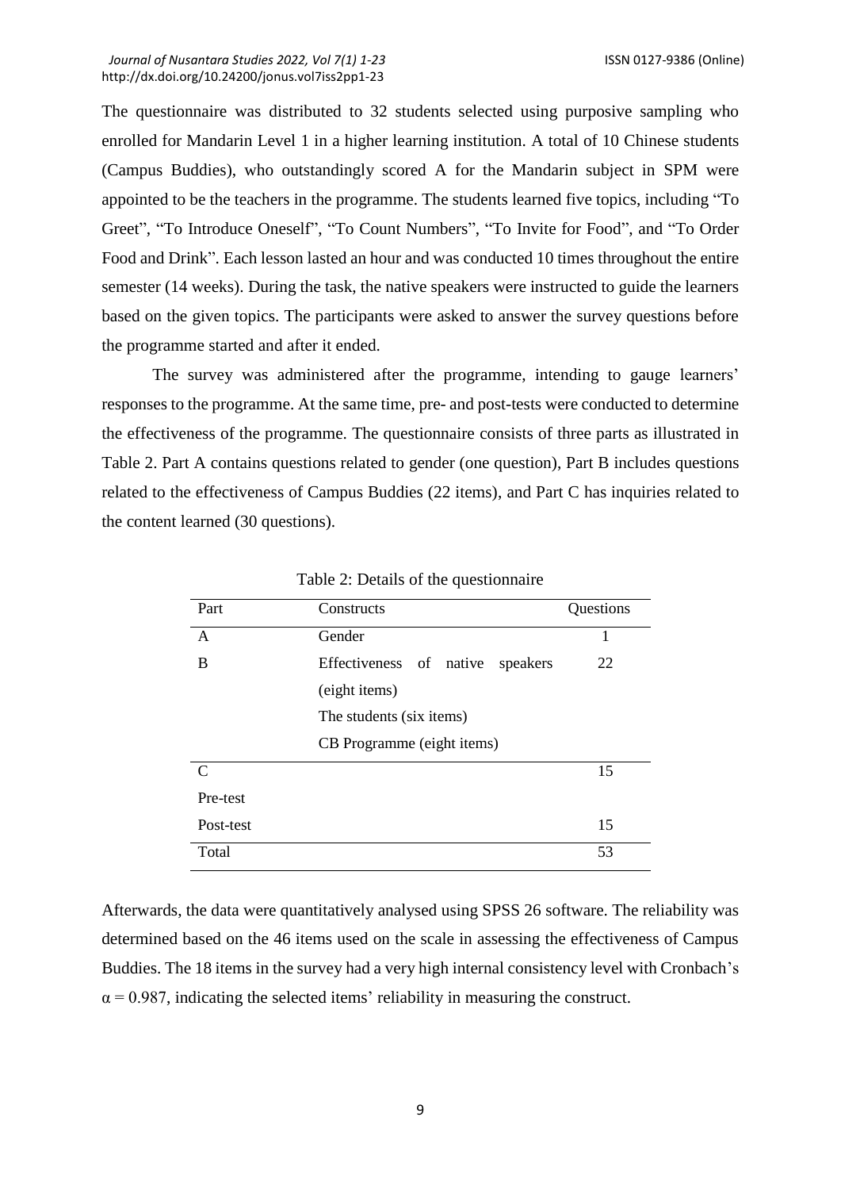The questionnaire was distributed to 32 students selected using purposive sampling who enrolled for Mandarin Level 1 in a higher learning institution. A total of 10 Chinese students (Campus Buddies), who outstandingly scored A for the Mandarin subject in SPM were appointed to be the teachers in the programme. The students learned five topics, including "To Greet", "To Introduce Oneself", "To Count Numbers", "To Invite for Food", and "To Order Food and Drink". Each lesson lasted an hour and was conducted 10 times throughout the entire semester (14 weeks). During the task, the native speakers were instructed to guide the learners based on the given topics. The participants were asked to answer the survey questions before the programme started and after it ended.

The survey was administered after the programme, intending to gauge learners' responses to the programme. At the same time, pre- and post-tests were conducted to determine the effectiveness of the programme. The questionnaire consists of three parts as illustrated in Table 2. Part A contains questions related to gender (one question), Part B includes questions related to the effectiveness of Campus Buddies (22 items), and Part C has inquiries related to the content learned (30 questions).

Table 2: Details of the questionnaire

| Part | Constructs | Questions |
|---|---|---|
| A | Gender | 1 |
| B | Effectiveness of native speakers (eight items)<br>The students (six items)<br>CB Programme (eight items) | 22 |
| C<br>Pre-test | | 15 |
| Post-test | | 15 |
| Total | | 53 |

Afterwards, the data were quantitatively analysed using SPSS 26 software. The reliability was determined based on the 46 items used on the scale in assessing the effectiveness of Campus Buddies. The 18 items in the survey had a very high internal consistency level with Cronbach's $\alpha = 0.987$, indicating the selected items' reliability in measuring the construct.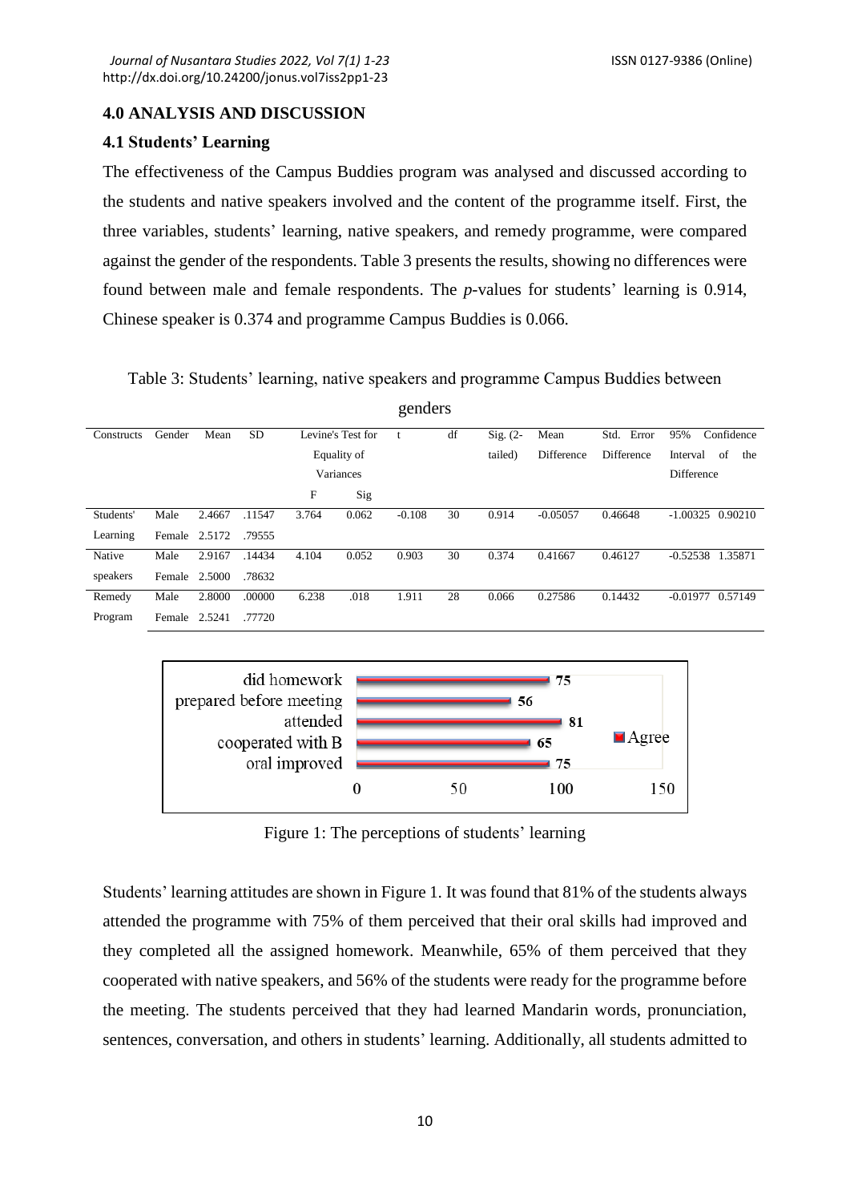## 4.0 ANALYSIS AND DISCUSSION

### 4.1 Students' Learning

The effectiveness of the Campus Buddies program was analysed and discussed according to the students and native speakers involved and the content of the programme itself. First, the three variables, students' learning, native speakers, and remedy programme, were compared against the gender of the respondents. Table 3 presents the results, showing no differences were found between male and female respondents. The *p*-values for students' learning is 0.914, Chinese speaker is 0.374 and programme Campus Buddies is 0.066.

Table 3: Students' learning, native speakers and programme Campus Buddies between genders

| Constructs | Gender | Mean | SD | Levene's Test for Equality of Variances | | t | df | Sig. (2-tailed) | Mean Difference | Std. Error Difference | 95% Confidence Interval of the Difference | |
|---|---|---|---|---|---|---|---|---|---|---|---|---|
| | | | | F | Sig | | | | | | | |
| Students' Learning | Male | 2.4667 | .11547 | 3.764 | 0.062 | -0.108 | 30 | 0.914 | -0.05057 | 0.46648 | -1.00325 | 0.90210 |
| | Female | 2.5172 | .79555 | | | | | | | | | |
| Native speakers | Male | 2.9167 | .14434 | 4.104 | 0.052 | 0.903 | 30 | 0.374 | 0.41667 | 0.46127 | -0.52538 | 1.35871 |
| | Female | 2.5000 | .78632 | | | | | | | | | |
| Remedy Program | Male | 2.8000 | .00000 | 6.238 | .018 | 1.911 | 28 | 0.066 | 0.27586 | 0.14432 | -0.01977 | 0.57149 |
| | Female | 2.5241 | .77720 | | | | | | | | | |

Figure 1: The perceptions of students' learning

Students' learning attitudes are shown in Figure 1. It was found that 81% of the students always attended the programme with 75% of them perceived that their oral skills had improved and they completed all the assigned homework. Meanwhile, 65% of them perceived that they cooperated with native speakers, and 56% of the students were ready for the programme before the meeting. The students perceived that they had learned Mandarin words, pronunciation, sentences, conversation, and others in students' learning. Additionally, all students admitted to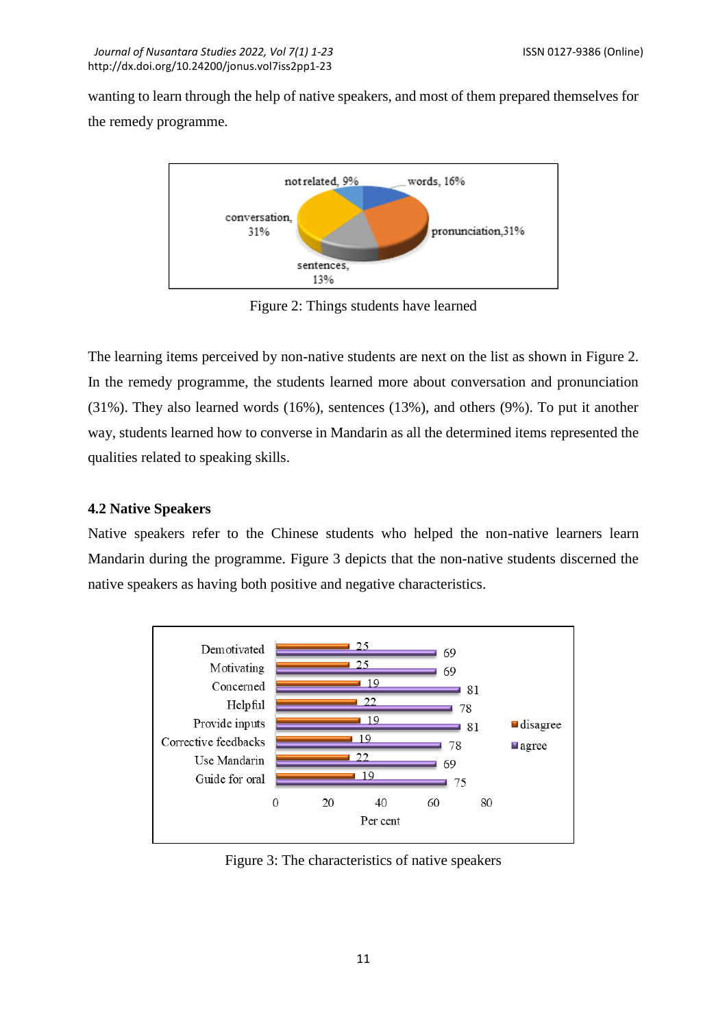wanting to learn through the help of native speakers, and most of them prepared themselves for the remedy programme.

Figure 2: Things students have learned

The learning items perceived by non-native students are next on the list as shown in Figure 2. In the remedy programme, the students learned more about conversation and pronunciation (31%). They also learned words (16%), sentences (13%), and others (9%). To put it another way, students learned how to converse in Mandarin as all the determined items represented the qualities related to speaking skills.

### 4.2 Native Speakers

Native speakers refer to the Chinese students who helped the non-native learners learn Mandarin during the programme. Figure 3 depicts that the non-native students discerned the native speakers as having both positive and negative characteristics.

Figure 3: The characteristics of native speakers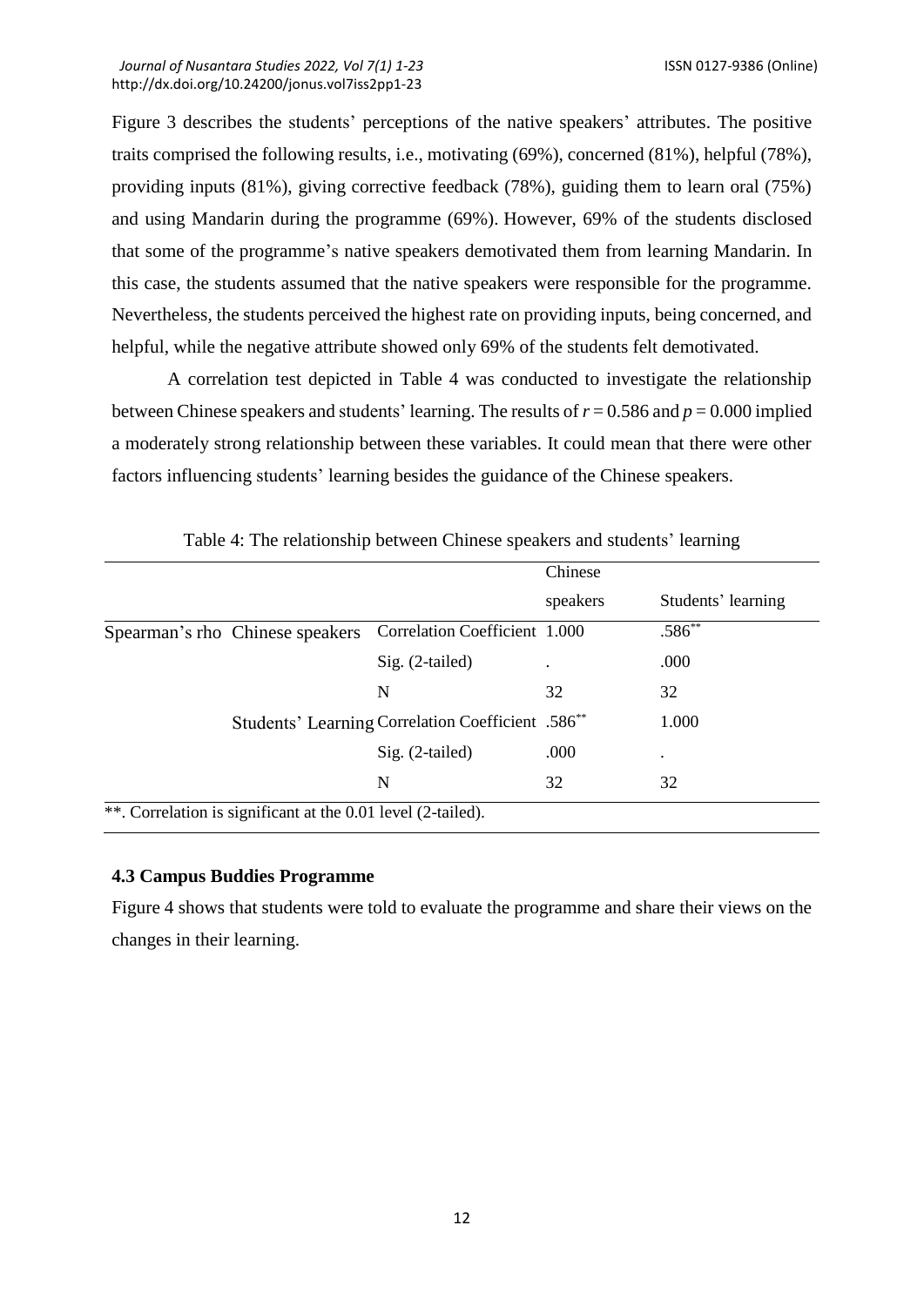Figure 3 describes the students' perceptions of the native speakers' attributes. The positive traits comprised the following results, i.e., motivating (69%), concerned (81%), helpful (78%), providing inputs (81%), giving corrective feedback (78%), guiding them to learn oral (75%) and using Mandarin during the programme (69%). However, 69% of the students disclosed that some of the programme's native speakers demotivated them from learning Mandarin. In this case, the students assumed that the native speakers were responsible for the programme. Nevertheless, the students perceived the highest rate on providing inputs, being concerned, and helpful, while the negative attribute showed only 69% of the students felt demotivated.

A correlation test depicted in Table 4 was conducted to investigate the relationship between Chinese speakers and students' learning. The results of $r = 0.586$ and $p = 0.000$ implied a moderately strong relationship between these variables. It could mean that there were other factors influencing students' learning besides the guidance of the Chinese speakers.

Table 4: The relationship between Chinese speakers and students' learning

| | | | Chinese speakers | Students' learning |
|---|---|---|---|---|
| Spearman's rho | Chinese speakers | Correlation Coefficient | 1.000 | .586** |
| | | Sig. (2-tailed) | . | .000 |
| | | N | 32 | 32 |
| | Students' Learning | Correlation Coefficient | .586** | 1.000 |
| | | Sig. (2-tailed) | .000 | . |
| | | N | 32 | 32 |

**. Correlation is significant at the 0.01 level (2-tailed).

### 4.3 Campus Buddies Programme

Figure 4 shows that students were told to evaluate the programme and share their views on the changes in their learning.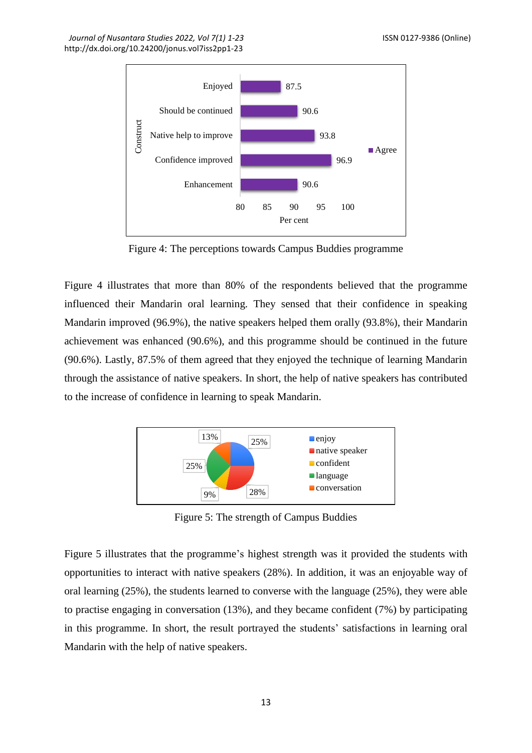Figure 4: The perceptions towards Campus Buddies programme

Figure 4 illustrates that more than 80% of the respondents believed that the programme influenced their Mandarin oral learning. They sensed that their confidence in speaking Mandarin improved (96.9%), the native speakers helped them orally (93.8%), their Mandarin achievement was enhanced (90.6%), and this programme should be continued in the future (90.6%). Lastly, 87.5% of them agreed that they enjoyed the technique of learning Mandarin through the assistance of native speakers. In short, the help of native speakers has contributed to the increase of confidence in learning to speak Mandarin.

Figure 5: The strength of Campus Buddies

Figure 5 illustrates that the programme's highest strength was it provided the students with opportunities to interact with native speakers (28%). In addition, it was an enjoyable way of oral learning (25%), the students learned to converse with the language (25%), they were able to practise engaging in conversation (13%), and they became confident (7%) by participating in this programme. In short, the result portrayed the students' satisfactions in learning oral Mandarin with the help of native speakers.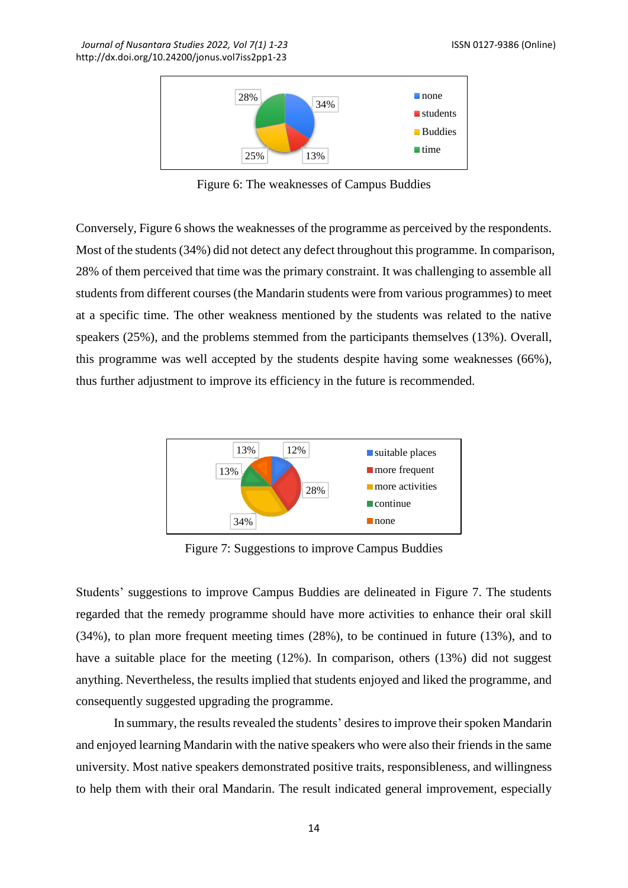Figure 6: The weaknesses of Campus Buddies

Conversely, Figure 6 shows the weaknesses of the programme as perceived by the respondents. Most of the students (34%) did not detect any defect throughout this programme. In comparison, 28% of them perceived that time was the primary constraint. It was challenging to assemble all students from different courses (the Mandarin students were from various programmes) to meet at a specific time. The other weakness mentioned by the students was related to the native speakers (25%), and the problems stemmed from the participants themselves (13%). Overall, this programme was well accepted by the students despite having some weaknesses (66%), thus further adjustment to improve its efficiency in the future is recommended.

Figure 7: Suggestions to improve Campus Buddies

Students' suggestions to improve Campus Buddies are delineated in Figure 7. The students regarded that the remedy programme should have more activities to enhance their oral skill (34%), to plan more frequent meeting times (28%), to be continued in future (13%), and to have a suitable place for the meeting (12%). In comparison, others (13%) did not suggest anything. Nevertheless, the results implied that students enjoyed and liked the programme, and consequently suggested upgrading the programme.

In summary, the results revealed the students' desires to improve their spoken Mandarin and enjoyed learning Mandarin with the native speakers who were also their friends in the same university. Most native speakers demonstrated positive traits, responsibleness, and willingness to help them with their oral Mandarin. The result indicated general improvement, especially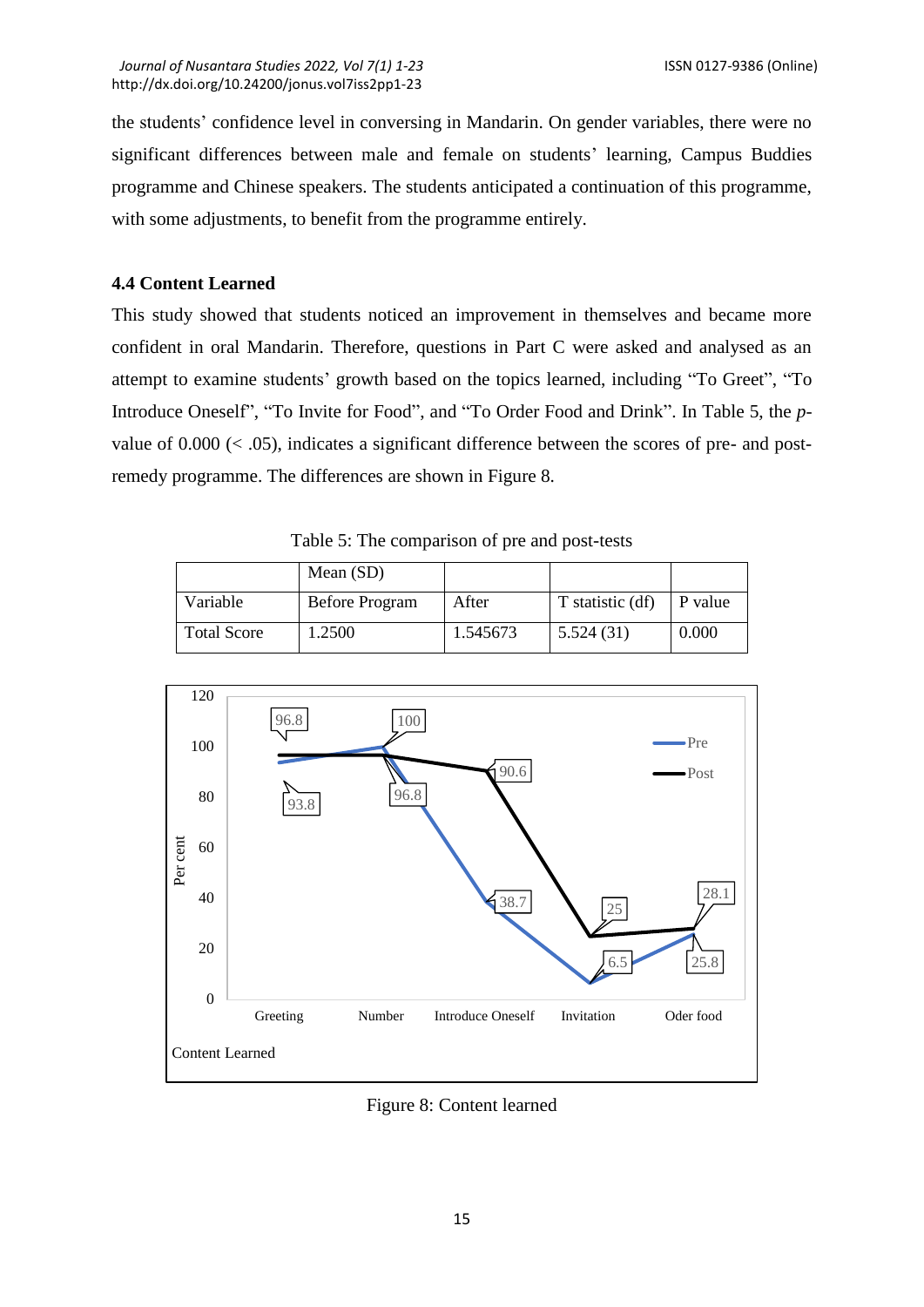the students' confidence level in conversing in Mandarin. On gender variables, there were no significant differences between male and female on students' learning, Campus Buddies programme and Chinese speakers. The students anticipated a continuation of this programme, with some adjustments, to benefit from the programme entirely.

### 4.4 Content Learned

This study showed that students noticed an improvement in themselves and became more confident in oral Mandarin. Therefore, questions in Part C were asked and analysed as an attempt to examine students' growth based on the topics learned, including "To Greet", "To Introduce Oneself", "To Invite for Food", and "To Order Food and Drink". In Table 5, the *p*-value of 0.000 (< .05), indicates a significant difference between the scores of pre- and post-remedy programme. The differences are shown in Figure 8.

Table 5: The comparison of pre and post-tests

| | Mean (SD) | | | |
|---|---|---|---|---|
| Variable | Before Program | After | T statistic (df) | P value |
| Total Score | 1.2500 | 1.545673 | 5.524 (31) | 0.000 |

Figure 8: Content learned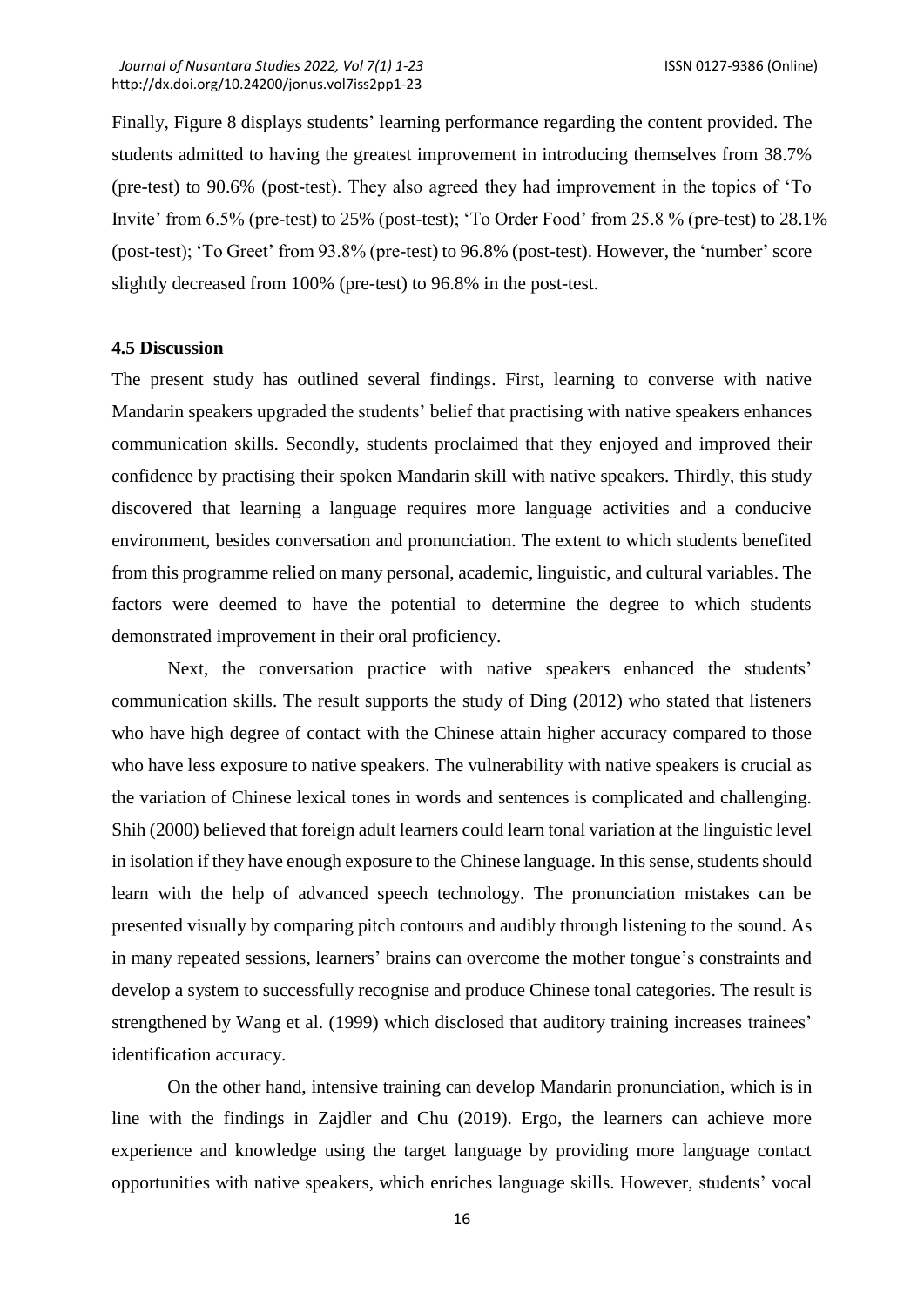Finally, Figure 8 displays students' learning performance regarding the content provided. The students admitted to having the greatest improvement in introducing themselves from 38.7% (pre-test) to 90.6% (post-test). They also agreed they had improvement in the topics of 'To Invite' from 6.5% (pre-test) to 25% (post-test); 'To Order Food' from 25.8 % (pre-test) to 28.1% (post-test); 'To Greet' from 93.8% (pre-test) to 96.8% (post-test). However, the 'number' score slightly decreased from 100% (pre-test) to 96.8% in the post-test.

### 4.5 Discussion

The present study has outlined several findings. First, learning to converse with native Mandarin speakers upgraded the students' belief that practising with native speakers enhances communication skills. Secondly, students proclaimed that they enjoyed and improved their confidence by practising their spoken Mandarin skill with native speakers. Thirdly, this study discovered that learning a language requires more language activities and a conducive environment, besides conversation and pronunciation. The extent to which students benefited from this programme relied on many personal, academic, linguistic, and cultural variables. The factors were deemed to have the potential to determine the degree to which students demonstrated improvement in their oral proficiency.

Next, the conversation practice with native speakers enhanced the students' communication skills. The result supports the study of Ding (2012) who stated that listeners who have high degree of contact with the Chinese attain higher accuracy compared to those who have less exposure to native speakers. The vulnerability with native speakers is crucial as the variation of Chinese lexical tones in words and sentences is complicated and challenging. Shih (2000) believed that foreign adult learners could learn tonal variation at the linguistic level in isolation if they have enough exposure to the Chinese language. In this sense, students should learn with the help of advanced speech technology. The pronunciation mistakes can be presented visually by comparing pitch contours and audibly through listening to the sound. As in many repeated sessions, learners' brains can overcome the mother tongue's constraints and develop a system to successfully recognise and produce Chinese tonal categories. The result is strengthened by Wang et al. (1999) which disclosed that auditory training increases trainees' identification accuracy.

On the other hand, intensive training can develop Mandarin pronunciation, which is in line with the findings in Zajdler and Chu (2019). Ergo, the learners can achieve more experience and knowledge using the target language by providing more language contact opportunities with native speakers, which enriches language skills. However, students' vocal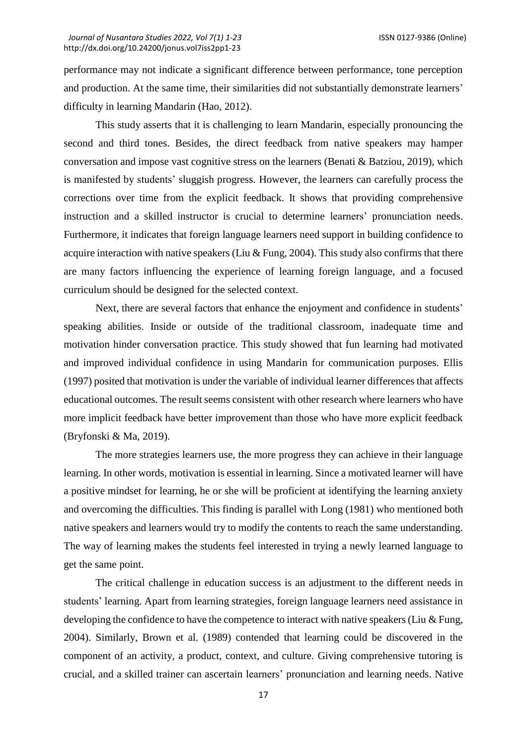performance may not indicate a significant difference between performance, tone perception and production. At the same time, their similarities did not substantially demonstrate learners' difficulty in learning Mandarin (Hao, 2012).

This study asserts that it is challenging to learn Mandarin, especially pronouncing the second and third tones. Besides, the direct feedback from native speakers may hamper conversation and impose vast cognitive stress on the learners (Benati & Batziou, 2019), which is manifested by students' sluggish progress. However, the learners can carefully process the corrections over time from the explicit feedback. It shows that providing comprehensive instruction and a skilled instructor is crucial to determine learners' pronunciation needs. Furthermore, it indicates that foreign language learners need support in building confidence to acquire interaction with native speakers (Liu & Fung, 2004). This study also confirms that there are many factors influencing the experience of learning foreign language, and a focused curriculum should be designed for the selected context.

Next, there are several factors that enhance the enjoyment and confidence in students' speaking abilities. Inside or outside of the traditional classroom, inadequate time and motivation hinder conversation practice. This study showed that fun learning had motivated and improved individual confidence in using Mandarin for communication purposes. Ellis (1997) posited that motivation is under the variable of individual learner differences that affects educational outcomes. The result seems consistent with other research where learners who have more implicit feedback have better improvement than those who have more explicit feedback (Bryfonski & Ma, 2019).

The more strategies learners use, the more progress they can achieve in their language learning. In other words, motivation is essential in learning. Since a motivated learner will have a positive mindset for learning, he or she will be proficient at identifying the learning anxiety and overcoming the difficulties. This finding is parallel with Long (1981) who mentioned both native speakers and learners would try to modify the contents to reach the same understanding. The way of learning makes the students feel interested in trying a newly learned language to get the same point.

The critical challenge in education success is an adjustment to the different needs in students' learning. Apart from learning strategies, foreign language learners need assistance in developing the confidence to have the competence to interact with native speakers (Liu & Fung, 2004). Similarly, Brown et al. (1989) contended that learning could be discovered in the component of an activity, a product, context, and culture. Giving comprehensive tutoring is crucial, and a skilled trainer can ascertain learners' pronunciation and learning needs. Native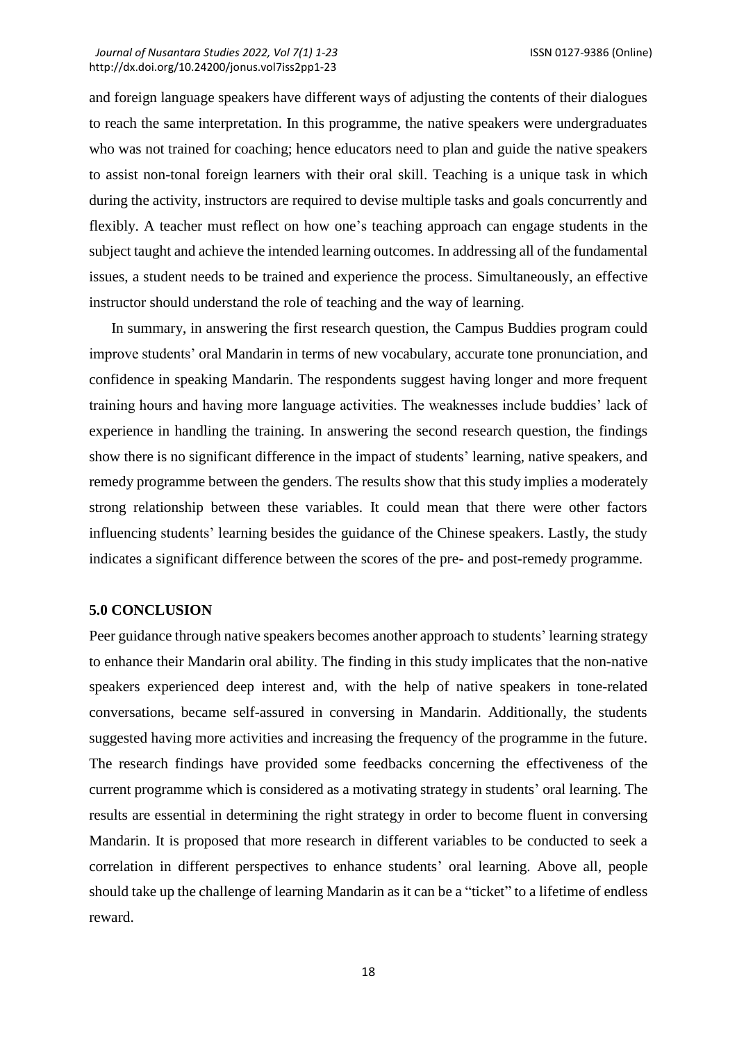and foreign language speakers have different ways of adjusting the contents of their dialogues to reach the same interpretation. In this programme, the native speakers were undergraduates who was not trained for coaching; hence educators need to plan and guide the native speakers to assist non-tonal foreign learners with their oral skill. Teaching is a unique task in which during the activity, instructors are required to devise multiple tasks and goals concurrently and flexibly. A teacher must reflect on how one's teaching approach can engage students in the subject taught and achieve the intended learning outcomes. In addressing all of the fundamental issues, a student needs to be trained and experience the process. Simultaneously, an effective instructor should understand the role of teaching and the way of learning.

In summary, in answering the first research question, the Campus Buddies program could improve students' oral Mandarin in terms of new vocabulary, accurate tone pronunciation, and confidence in speaking Mandarin. The respondents suggest having longer and more frequent training hours and having more language activities. The weaknesses include buddies' lack of experience in handling the training. In answering the second research question, the findings show there is no significant difference in the impact of students' learning, native speakers, and remedy programme between the genders. The results show that this study implies a moderately strong relationship between these variables. It could mean that there were other factors influencing students' learning besides the guidance of the Chinese speakers. Lastly, the study indicates a significant difference between the scores of the pre- and post-remedy programme.

## 5.0 CONCLUSION

Peer guidance through native speakers becomes another approach to students' learning strategy to enhance their Mandarin oral ability. The finding in this study implicates that the non-native speakers experienced deep interest and, with the help of native speakers in tone-related conversations, became self-assured in conversing in Mandarin. Additionally, the students suggested having more activities and increasing the frequency of the programme in the future. The research findings have provided some feedbacks concerning the effectiveness of the current programme which is considered as a motivating strategy in students' oral learning. The results are essential in determining the right strategy in order to become fluent in conversing Mandarin. It is proposed that more research in different variables to be conducted to seek a correlation in different perspectives to enhance students' oral learning. Above all, people should take up the challenge of learning Mandarin as it can be a "ticket" to a lifetime of endless reward.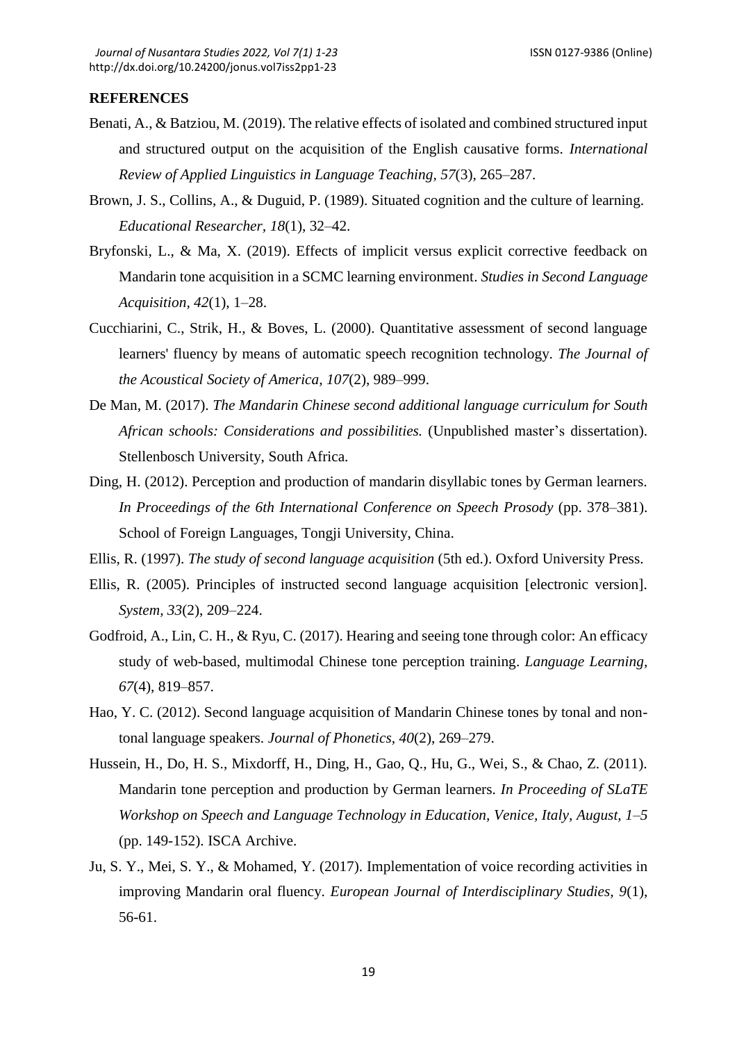## REFERENCES

Benati, A., & Batziou, M. (2019). The relative effects of isolated and combined structured input and structured output on the acquisition of the English causative forms. *International Review of Applied Linguistics in Language Teaching, 57*(3), 265–287.

Brown, J. S., Collins, A., & Duguid, P. (1989). Situated cognition and the culture of learning. *Educational Researcher, 18*(1), 32–42.

Bryfonski, L., & Ma, X. (2019). Effects of implicit versus explicit corrective feedback on Mandarin tone acquisition in a SCMC learning environment. *Studies in Second Language Acquisition, 42*(1), 1–28.

Cucchiarini, C., Strik, H., & Boves, L. (2000). Quantitative assessment of second language learners' fluency by means of automatic speech recognition technology. *The Journal of the Acoustical Society of America, 107*(2), 989–999.

De Man, M. (2017). *The Mandarin Chinese second additional language curriculum for South African schools: Considerations and possibilities.* (Unpublished master's dissertation). Stellenbosch University, South Africa.

Ding, H. (2012). Perception and production of mandarin disyllabic tones by German learners. *In Proceedings of the 6th International Conference on Speech Prosody* (pp. 378–381). School of Foreign Languages, Tongji University, China.

Ellis, R. (1997). *The study of second language acquisition* (5th ed.). Oxford University Press.

Ellis, R. (2005). Principles of instructed second language acquisition [electronic version]. *System, 33*(2), 209–224.

Godfroid, A., Lin, C. H., & Ryu, C. (2017). Hearing and seeing tone through color: An efficacy study of web-based, multimodal Chinese tone perception training. *Language Learning, 67*(4), 819–857.

Hao, Y. C. (2012). Second language acquisition of Mandarin Chinese tones by tonal and non-tonal language speakers. *Journal of Phonetics, 40*(2), 269–279.

Hussein, H., Do, H. S., Mixdorff, H., Ding, H., Gao, Q., Hu, G., Wei, S., & Chao, Z. (2011). Mandarin tone perception and production by German learners. *In Proceeding of SLaTE Workshop on Speech and Language Technology in Education, Venice, Italy, August, 1–5* (pp. 149-152). ISCA Archive.

Ju, S. Y., Mei, S. Y., & Mohamed, Y. (2017). Implementation of voice recording activities in improving Mandarin oral fluency. *European Journal of Interdisciplinary Studies, 9*(1), 56-61.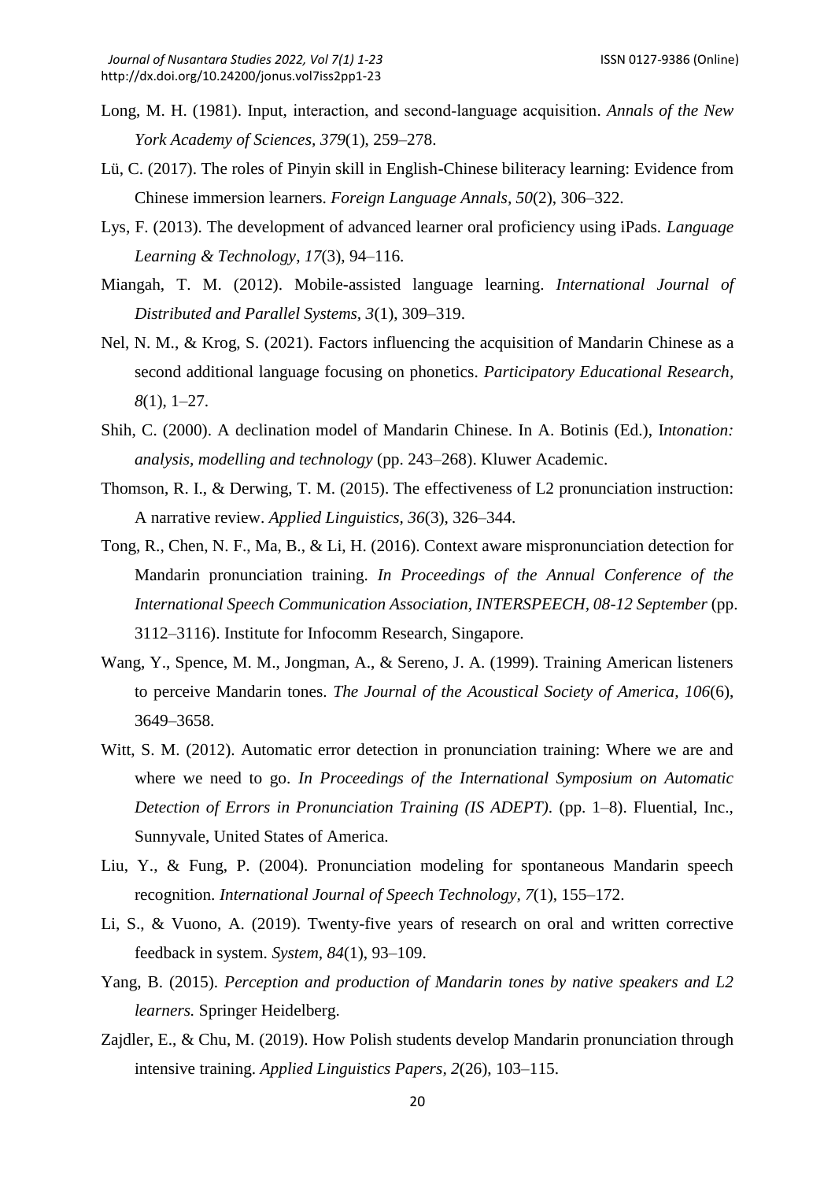Long, M. H. (1981). Input, interaction, and second-language acquisition. *Annals of the New York Academy of Sciences, 379*(1), 259–278.

Lü, C. (2017). The roles of Pinyin skill in English-Chinese biliteracy learning: Evidence from Chinese immersion learners. *Foreign Language Annals, 50*(2), 306–322.

Lys, F. (2013). The development of advanced learner oral proficiency using iPads. *Language Learning & Technology, 17*(3), 94–116.

Miangah, T. M. (2012). Mobile-assisted language learning. *International Journal of Distributed and Parallel Systems, 3*(1), 309–319.

Nel, N. M., & Krog, S. (2021). Factors influencing the acquisition of Mandarin Chinese as a second additional language focusing on phonetics. *Participatory Educational Research, 8*(1), 1–27.

Shih, C. (2000). A declination model of Mandarin Chinese. In A. Botinis (Ed.), I*ntonation: analysis, modelling and technology* (pp. 243–268). Kluwer Academic.

Thomson, R. I., & Derwing, T. M. (2015). The effectiveness of L2 pronunciation instruction: A narrative review. *Applied Linguistics, 36*(3), 326–344.

Tong, R., Chen, N. F., Ma, B., & Li, H. (2016). Context aware mispronunciation detection for Mandarin pronunciation training. *In Proceedings of the Annual Conference of the International Speech Communication Association, INTERSPEECH, 08-12 September* (pp. 3112–3116). Institute for Infocomm Research, Singapore.

Wang, Y., Spence, M. M., Jongman, A., & Sereno, J. A. (1999). Training American listeners to perceive Mandarin tones. *The Journal of the Acoustical Society of America, 106*(6), 3649–3658.

Witt, S. M. (2012). Automatic error detection in pronunciation training: Where we are and where we need to go. *In Proceedings of the International Symposium on Automatic Detection of Errors in Pronunciation Training (IS ADEPT)*. (pp. 1–8). Fluential, Inc., Sunnyvale, United States of America.

Liu, Y., & Fung, P. (2004). Pronunciation modeling for spontaneous Mandarin speech recognition. *International Journal of Speech Technology, 7*(1), 155–172.

Li, S., & Vuono, A. (2019). Twenty-five years of research on oral and written corrective feedback in system. *System, 84*(1), 93–109.

Yang, B. (2015). *Perception and production of Mandarin tones by native speakers and L2 learners.* Springer Heidelberg.

Zajdler, E., & Chu, M. (2019). How Polish students develop Mandarin pronunciation through intensive training. *Applied Linguistics Papers, 2*(26), 103–115.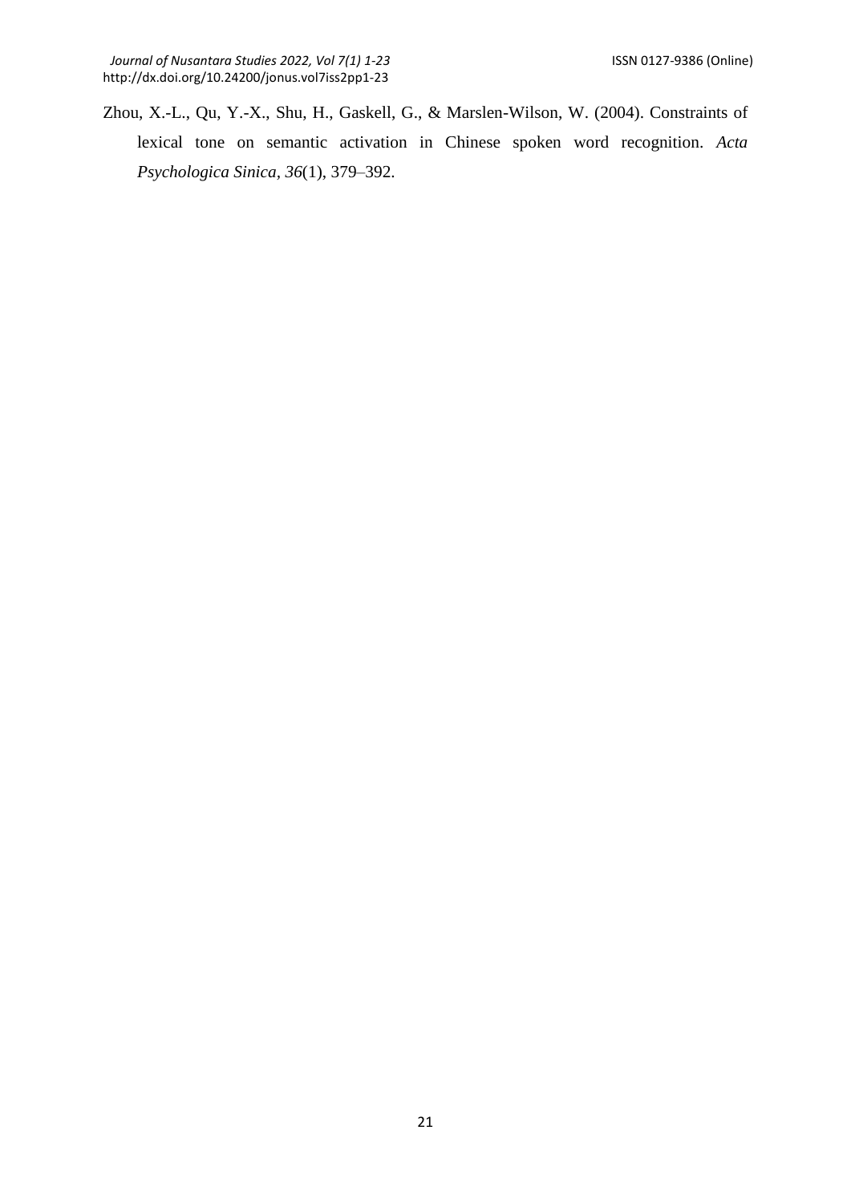Zhou, X.-L., Qu, Y.-X., Shu, H., Gaskell, G., & Marslen-Wilson, W. (2004). Constraints of lexical tone on semantic activation in Chinese spoken word recognition. *Acta Psychologica Sinica, 36*(1), 379–392.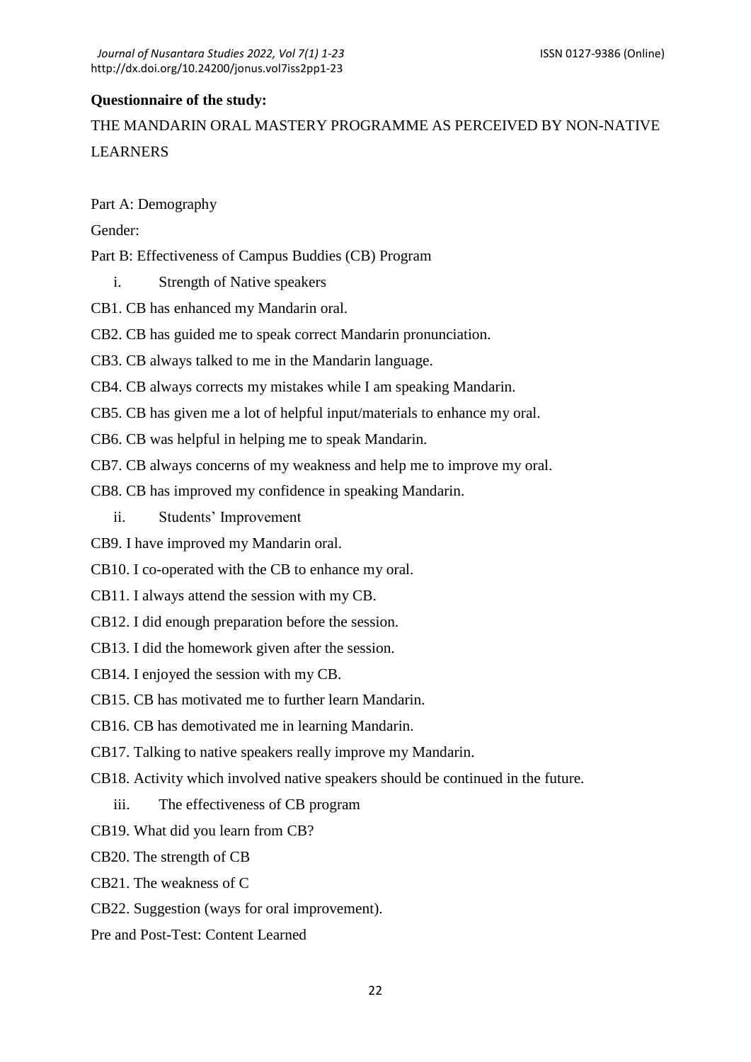**Questionnaire of the study:**

THE MANDARIN ORAL MASTERY PROGRAMME AS PERCEIVED BY NON-NATIVE LEARNERS

Part A: Demography

Gender:

Part B: Effectiveness of Campus Buddies (CB) Program

i. Strength of Native speakers

CB1. CB has enhanced my Mandarin oral.

CB2. CB has guided me to speak correct Mandarin pronunciation.

CB3. CB always talked to me in the Mandarin language.

CB4. CB always corrects my mistakes while I am speaking Mandarin.

CB5. CB has given me a lot of helpful input/materials to enhance my oral.

CB6. CB was helpful in helping me to speak Mandarin.

CB7. CB always concerns of my weakness and help me to improve my oral.

CB8. CB has improved my confidence in speaking Mandarin.

ii. Students' Improvement

CB9. I have improved my Mandarin oral.

CB10. I co-operated with the CB to enhance my oral.

CB11. I always attend the session with my CB.

CB12. I did enough preparation before the session.

CB13. I did the homework given after the session.

CB14. I enjoyed the session with my CB.

CB15. CB has motivated me to further learn Mandarin.

CB16. CB has demotivated me in learning Mandarin.

CB17. Talking to native speakers really improve my Mandarin.

CB18. Activity which involved native speakers should be continued in the future.

iii. The effectiveness of CB program

CB19. What did you learn from CB?

CB20. The strength of CB

CB21. The weakness of C

CB22. Suggestion (ways for oral improvement).

Pre and Post-Test: Content Learned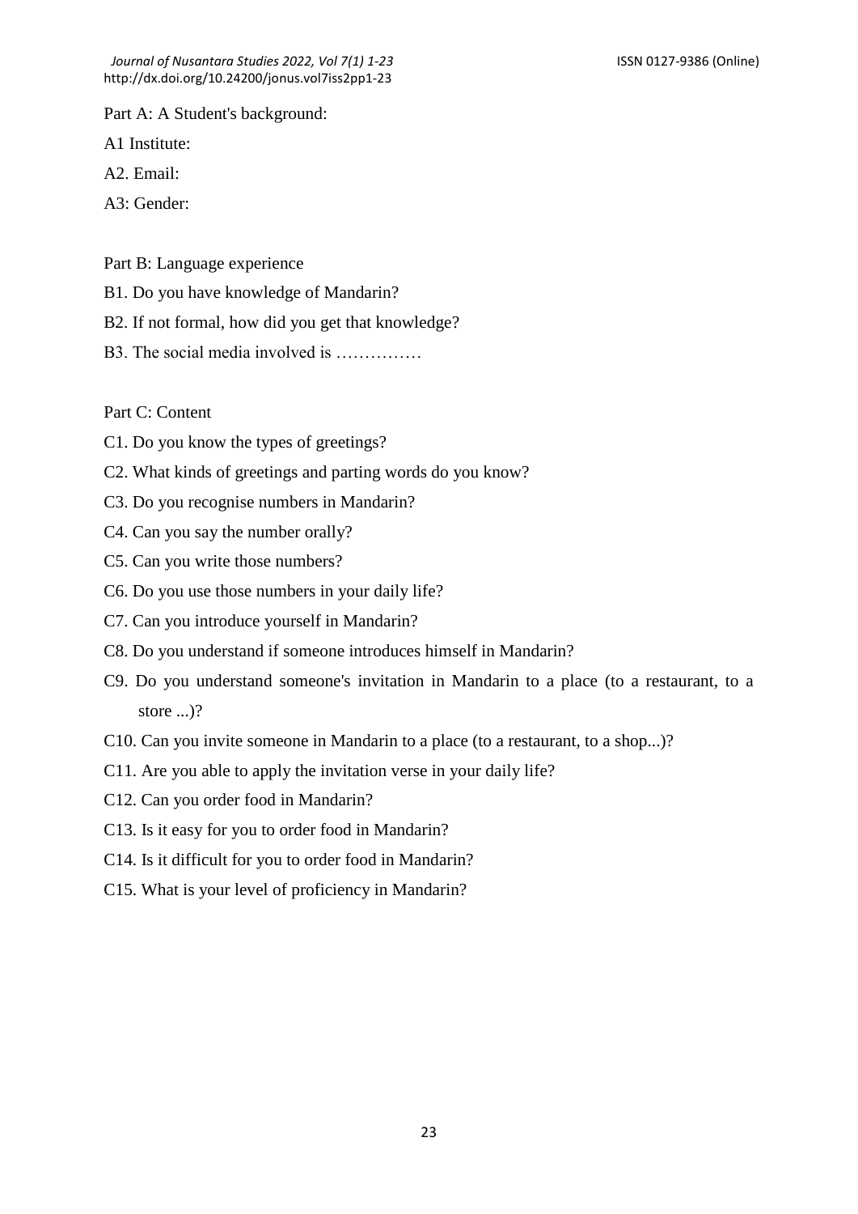Part A: A Student's background:

A1 Institute:

A2. Email:

A3: Gender:

Part B: Language experience

B1. Do you have knowledge of Mandarin?

B2. If not formal, how did you get that knowledge?

B3. The social media involved is ……………

Part C: Content

C1. Do you know the types of greetings?

C2. What kinds of greetings and parting words do you know?

C3. Do you recognise numbers in Mandarin?

C4. Can you say the number orally?

C5. Can you write those numbers?

C6. Do you use those numbers in your daily life?

C7. Can you introduce yourself in Mandarin?

C8. Do you understand if someone introduces himself in Mandarin?

C9. Do you understand someone's invitation in Mandarin to a place (to a restaurant, to a store ...)?

C10. Can you invite someone in Mandarin to a place (to a restaurant, to a shop...)?

C11. Are you able to apply the invitation verse in your daily life?

C12. Can you order food in Mandarin?

C13. Is it easy for you to order food in Mandarin?

C14. Is it difficult for you to order food in Mandarin?

C15. What is your level of proficiency in Mandarin?